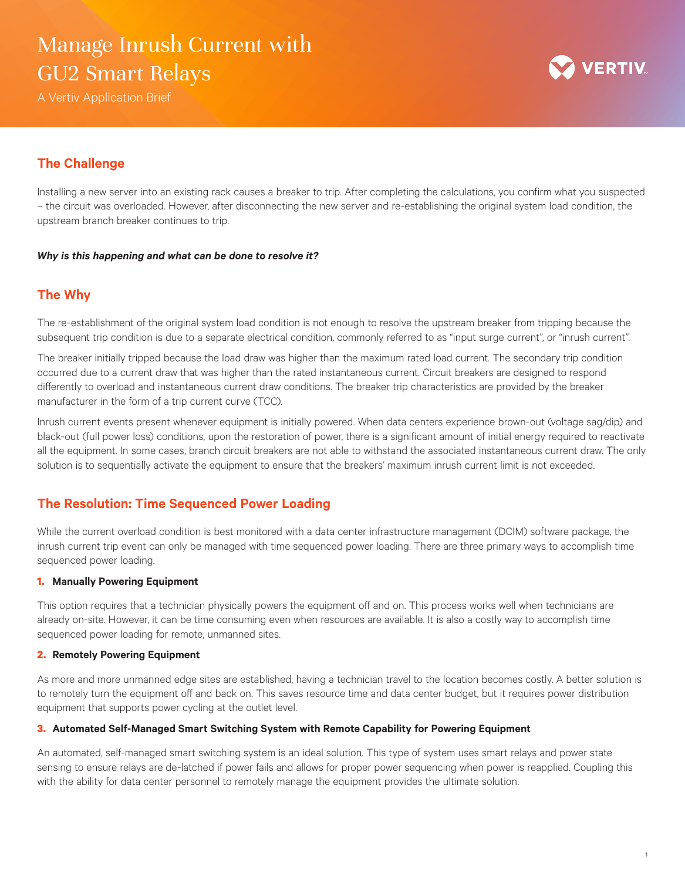# Manage Inrush Current with GU2 Smart Relays

A Vertiv Application Brief

## The Challenge

Installing a new server into an existing rack causes a breaker to trip. After completing the calculations, you confirm what you suspected – the circuit was overloaded. However, after disconnecting the new server and re-establishing the original system load condition, the upstream branch breaker continues to trip.

***Why is this happening and what can be done to resolve it?***

## The Why

The re-establishment of the original system load condition is not enough to resolve the upstream breaker from tripping because the subsequent trip condition is due to a separate electrical condition, commonly referred to as "input surge current", or "inrush current".

The breaker initially tripped because the load draw was higher than the maximum rated load current. The secondary trip condition occurred due to a current draw that was higher than the rated instantaneous current. Circuit breakers are designed to respond differently to overload and instantaneous current draw conditions. The breaker trip characteristics are provided by the breaker manufacturer in the form of a trip current curve (TCC).

Inrush current events present whenever equipment is initially powered. When data centers experience brown-out (voltage sag/dip) and black-out (full power loss) conditions, upon the restoration of power, there is a significant amount of initial energy required to reactivate all the equipment. In some cases, branch circuit breakers are not able to withstand the associated instantaneous current draw. The only solution is to sequentially activate the equipment to ensure that the breakers' maximum inrush current limit is not exceeded.

## The Resolution: Time Sequenced Power Loading

While the current overload condition is best monitored with a data center infrastructure management (DCIM) software package, the inrush current trip event can only be managed with time sequenced power loading. There are three primary ways to accomplish time sequenced power loading.

### 1. Manually Powering Equipment

This option requires that a technician physically powers the equipment off and on. This process works well when technicians are already on-site. However, it can be time consuming even when resources are available. It is also a costly way to accomplish time sequenced power loading for remote, unmanned sites.

### 2. Remotely Powering Equipment

As more and more unmanned edge sites are established, having a technician travel to the location becomes costly. A better solution is to remotely turn the equipment off and back on. This saves resource time and data center budget, but it requires power distribution equipment that supports power cycling at the outlet level.

### 3. Automated Self-Managed Smart Switching System with Remote Capability for Powering Equipment

An automated, self-managed smart switching system is an ideal solution. This type of system uses smart relays and power state sensing to ensure relays are de-latched if power fails and allows for proper power sequencing when power is reapplied. Coupling this with the ability for data center personnel to remotely manage the equipment provides the ultimate solution.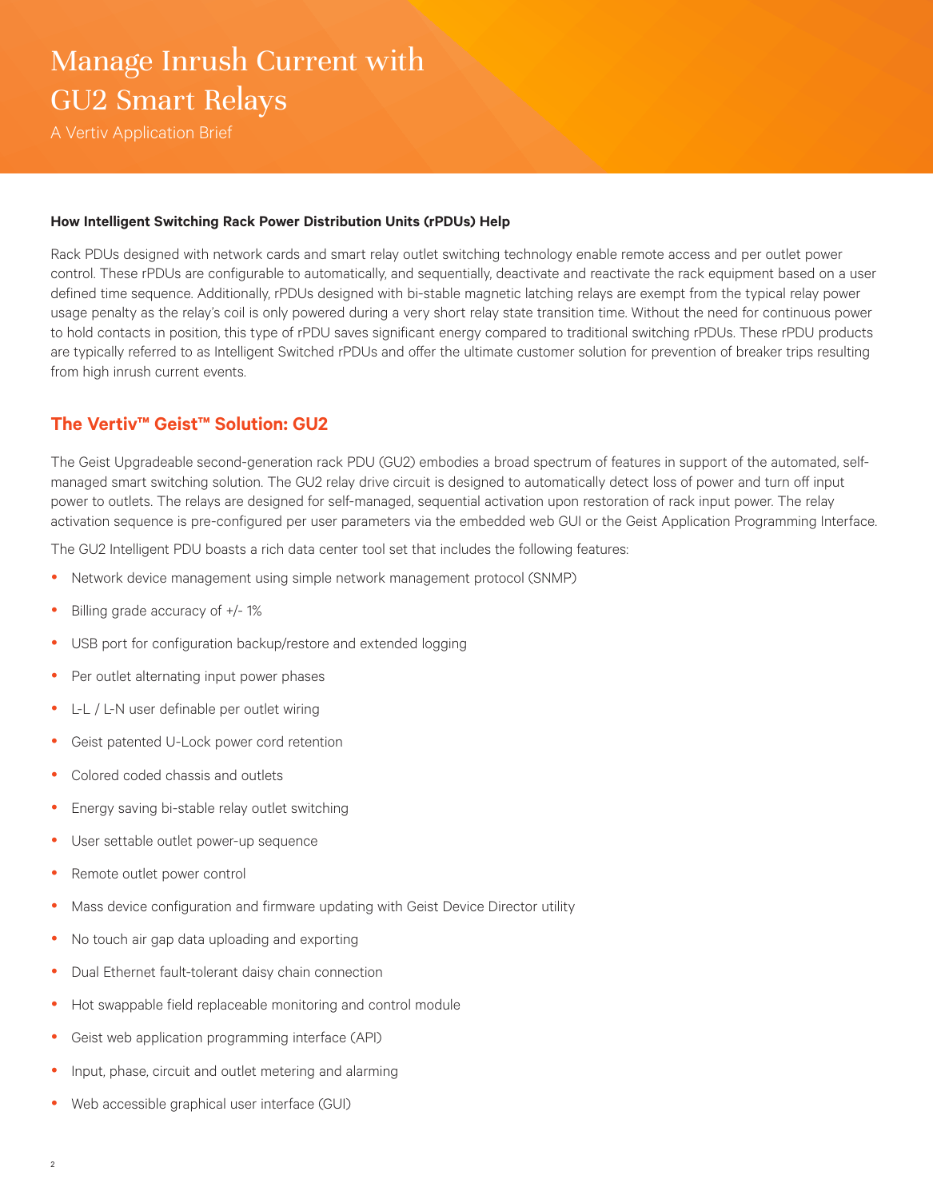# Manage Inrush Current with GU2 Smart Relays

A Vertiv Application Brief

**How Intelligent Switching Rack Power Distribution Units (rPDUs) Help**

Rack PDUs designed with network cards and smart relay outlet switching technology enable remote access and per outlet power control. These rPDUs are configurable to automatically, and sequentially, deactivate and reactivate the rack equipment based on a user defined time sequence. Additionally, rPDUs designed with bi-stable magnetic latching relays are exempt from the typical relay power usage penalty as the relay's coil is only powered during a very short relay state transition time. Without the need for continuous power to hold contacts in position, this type of rPDU saves significant energy compared to traditional switching rPDUs. These rPDU products are typically referred to as Intelligent Switched rPDUs and offer the ultimate customer solution for prevention of breaker trips resulting from high inrush current events.

## The Vertiv™ Geist™ Solution: GU2

The Geist Upgradeable second-generation rack PDU (GU2) embodies a broad spectrum of features in support of the automated, self-managed smart switching solution. The GU2 relay drive circuit is designed to automatically detect loss of power and turn off input power to outlets. The relays are designed for self-managed, sequential activation upon restoration of rack input power. The relay activation sequence is pre-configured per user parameters via the embedded web GUI or the Geist Application Programming Interface.

The GU2 Intelligent PDU boasts a rich data center tool set that includes the following features:

- Network device management using simple network management protocol (SNMP)
- Billing grade accuracy of +/- 1%
- USB port for configuration backup/restore and extended logging
- Per outlet alternating input power phases
- L-L / L-N user definable per outlet wiring
- Geist patented U-Lock power cord retention
- Colored coded chassis and outlets
- Energy saving bi-stable relay outlet switching
- User settable outlet power-up sequence
- Remote outlet power control
- Mass device configuration and firmware updating with Geist Device Director utility
- No touch air gap data uploading and exporting
- Dual Ethernet fault-tolerant daisy chain connection
- Hot swappable field replaceable monitoring and control module
- Geist web application programming interface (API)
- Input, phase, circuit and outlet metering and alarming
- Web accessible graphical user interface (GUI)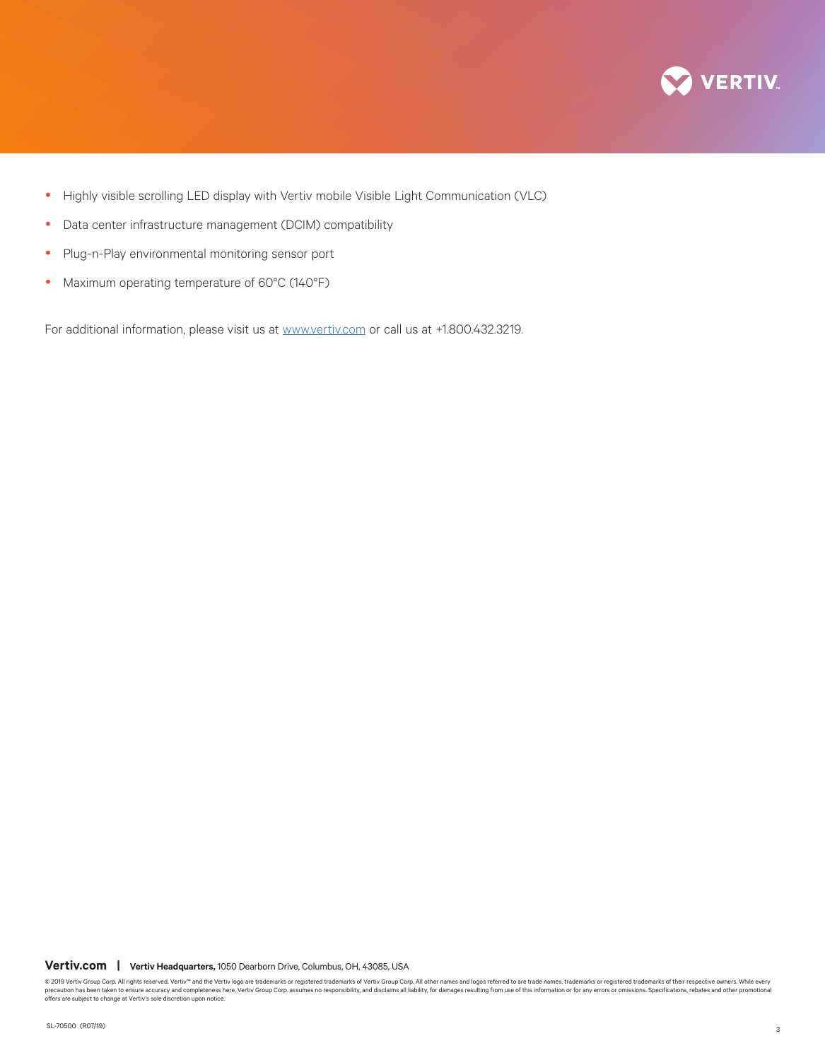- Highly visible scrolling LED display with Vertiv mobile Visible Light Communication (VLC)
- Data center infrastructure management (DCIM) compatibility
- Plug-n-Play environmental monitoring sensor port
- Maximum operating temperature of 60°C (140°F)

For additional information, please visit us at www.vertiv.com or call us at +1.800.432.3219.

**Vertiv.com** | **Vertiv Headquarters,** 1050 Dearborn Drive, Columbus, OH, 43085, USA

© 2019 Vertiv Group Corp. All rights reserved. Vertiv™ and the Vertiv logo are trademarks or registered trademarks of Vertiv Group Corp. All other names and logos referred to are trade names, trademarks or registered trademarks of their respective owners. While every precaution has been taken to ensure accuracy and completeness here, Vertiv Group Corp. assumes no responsibility, and disclaims all liability, for damages resulting from use of this information or for any errors or omissions. Specifications, rebates and other promotional offers are subject to change at Vertiv's sole discretion upon notice.

SL-70500 (R07/19)